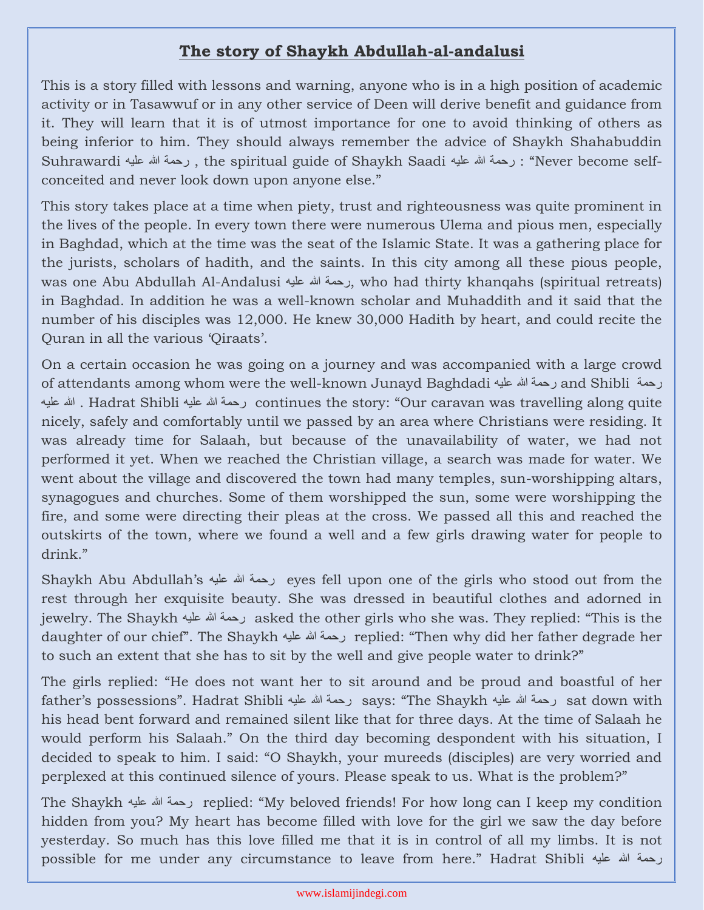## The story of Shaykh Abdullah-al-andalusi

This is a story filled with lessons and warning, anyone who is in a high position of academic activity or in Tasawwuf or in any other service of Deen will derive benefit and guidance from it. They will learn that it is of utmost importance for one to avoid thinking of others as being inferior to him. They should always remember the advice of Shaykh Shahabuddin Suhrawardi رحمة الله عليه , the spiritual guide of Shaykh Saadi رحمة الله عليه : "Never become self-conceited and never look down upon anyone else."

This story takes place at a time when piety, trust and righteousness was quite prominent in the lives of the people. In every town there were numerous Ulema and pious men, especially in Baghdad, which at the time was the seat of the Islamic State. It was a gathering place for the jurists, scholars of hadith, and the saints. In this city among all these pious people, was one Abu Abdullah Al-Andalusi رحمة الله عليه, who had thirty khanqahs (spiritual retreats) in Baghdad. In addition he was a well-known scholar and Muhaddith and it said that the number of his disciples was 12,000. He knew 30,000 Hadith by heart, and could recite the Quran in all the various 'Qiraats'.

On a certain occasion he was going on a journey and was accompanied with a large crowd of attendants among whom were the well-known Junayd Baghdadi رحمة الله عليه and Shibli رحمة الله عليه . Hadrat Shibli رحمة الله عليه continues the story: "Our caravan was travelling along quite nicely, safely and comfortably until we passed by an area where Christians were residing. It was already time for Salaah, but because of the unavailability of water, we had not performed it yet. When we reached the Christian village, a search was made for water. We went about the village and discovered the town had many temples, sun-worshipping altars, synagogues and churches. Some of them worshipped the sun, some were worshipping the fire, and some were directing their pleas at the cross. We passed all this and reached the outskirts of the town, where we found a well and a few girls drawing water for people to drink."

Shaykh Abu Abdullah's رحمة الله عليه eyes fell upon one of the girls who stood out from the rest through her exquisite beauty. She was dressed in beautiful clothes and adorned in jewelry. The Shaykh رحمة الله عليه asked the other girls who she was. They replied: "This is the daughter of our chief". The Shaykh رحمة الله عليه replied: "Then why did her father degrade her to such an extent that she has to sit by the well and give people water to drink?"

The girls replied: "He does not want her to sit around and be proud and boastful of her father's possessions". Hadrat Shibli رحمة الله عليه says: "The Shaykh رحمة الله عليه sat down with his head bent forward and remained silent like that for three days. At the time of Salaah he would perform his Salaah." On the third day becoming despondent with his situation, I decided to speak to him. I said: "O Shaykh, your mureeds (disciples) are very worried and perplexed at this continued silence of yours. Please speak to us. What is the problem?"

The Shaykh رحمة الله عليه replied: "My beloved friends! For how long can I keep my condition hidden from you? My heart has become filled with love for the girl we saw the day before yesterday. So much has this love filled me that it is in control of all my limbs. It is not possible for me under any circumstance to leave from here." Hadrat Shibli رحمة الله عليه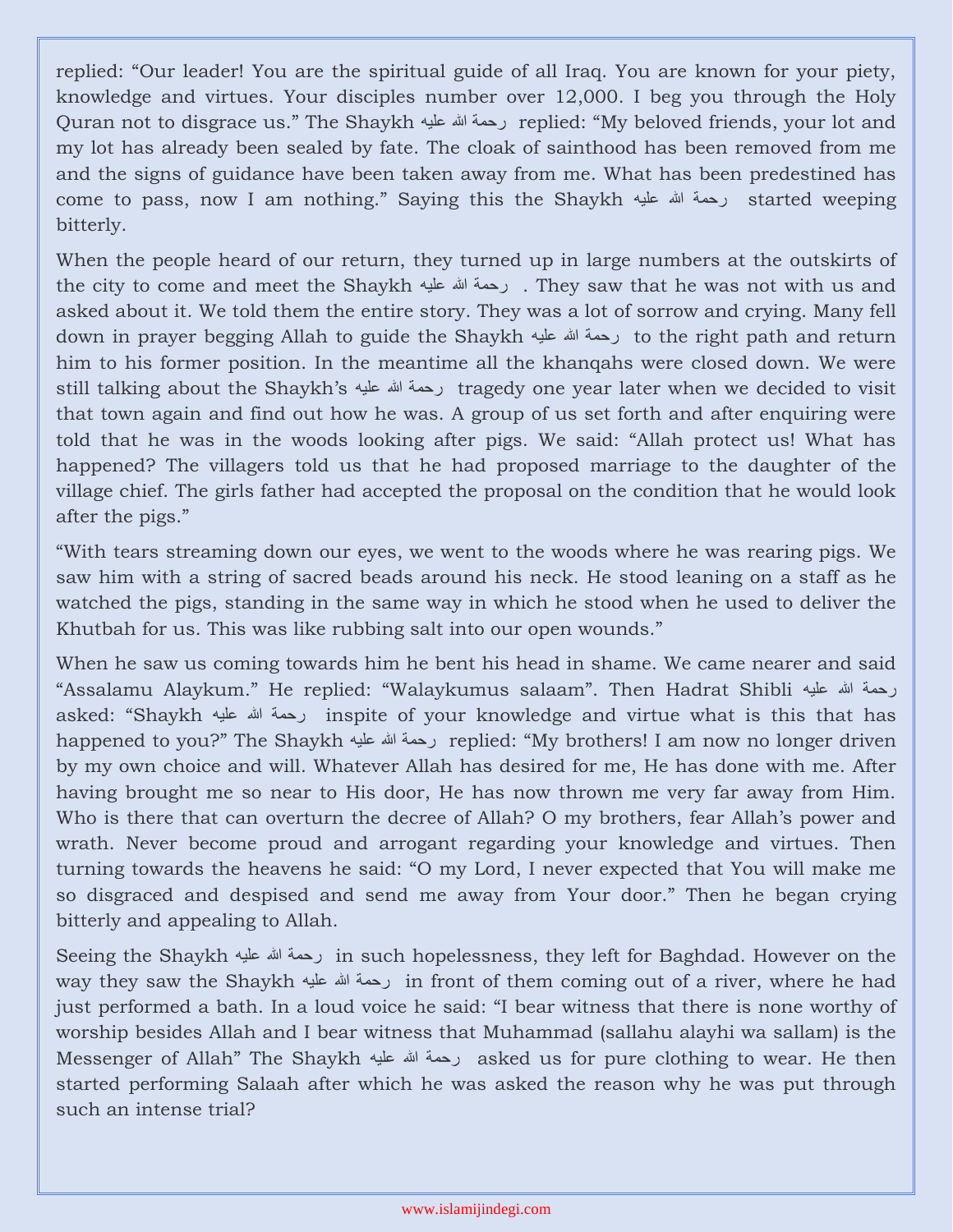replied: "Our leader! You are the spiritual guide of all Iraq. You are known for your piety, knowledge and virtues. Your disciples number over 12,000. I beg you through the Holy Quran not to disgrace us." The Shaykh رحمة الله عليه replied: "My beloved friends, your lot and my lot has already been sealed by fate. The cloak of sainthood has been removed from me and the signs of guidance have been taken away from me. What has been predestined has come to pass, now I am nothing." Saying this the Shaykh رحمة الله عليه started weeping bitterly.

When the people heard of our return, they turned up in large numbers at the outskirts of the city to come and meet the Shaykh رحمة الله عليه . They saw that he was not with us and asked about it. We told them the entire story. They was a lot of sorrow and crying. Many fell down in prayer begging Allah to guide the Shaykh رحمة الله عليه to the right path and return him to his former position. In the meantime all the khanqahs were closed down. We were still talking about the Shaykh's رحمة الله عليه tragedy one year later when we decided to visit that town again and find out how he was. A group of us set forth and after enquiring were told that he was in the woods looking after pigs. We said: "Allah protect us! What has happened? The villagers told us that he had proposed marriage to the daughter of the village chief. The girls father had accepted the proposal on the condition that he would look after the pigs."

"With tears streaming down our eyes, we went to the woods where he was rearing pigs. We saw him with a string of sacred beads around his neck. He stood leaning on a staff as he watched the pigs, standing in the same way in which he stood when he used to deliver the Khutbah for us. This was like rubbing salt into our open wounds."

When he saw us coming towards him he bent his head in shame. We came nearer and said "Assalamu Alaykum." He replied: "Walaykumus salaam". Then Hadrat Shibli رحمة الله عليه asked: "Shaykh رحمة الله عليه inspite of your knowledge and virtue what is this that has happened to you?" The Shaykh رحمة الله عليه replied: "My brothers! I am now no longer driven by my own choice and will. Whatever Allah has desired for me, He has done with me. After having brought me so near to His door, He has now thrown me very far away from Him. Who is there that can overturn the decree of Allah? O my brothers, fear Allah's power and wrath. Never become proud and arrogant regarding your knowledge and virtues. Then turning towards the heavens he said: "O my Lord, I never expected that You will make me so disgraced and despised and send me away from Your door." Then he began crying bitterly and appealing to Allah.

Seeing the Shaykh رحمة الله عليه in such hopelessness, they left for Baghdad. However on the way they saw the Shaykh رحمة الله عليه in front of them coming out of a river, where he had just performed a bath. In a loud voice he said: "I bear witness that there is none worthy of worship besides Allah and I bear witness that Muhammad (sallahu alayhi wa sallam) is the Messenger of Allah" The Shaykh رحمة الله عليه asked us for pure clothing to wear. He then started performing Salaah after which he was asked the reason why he was put through such an intense trial?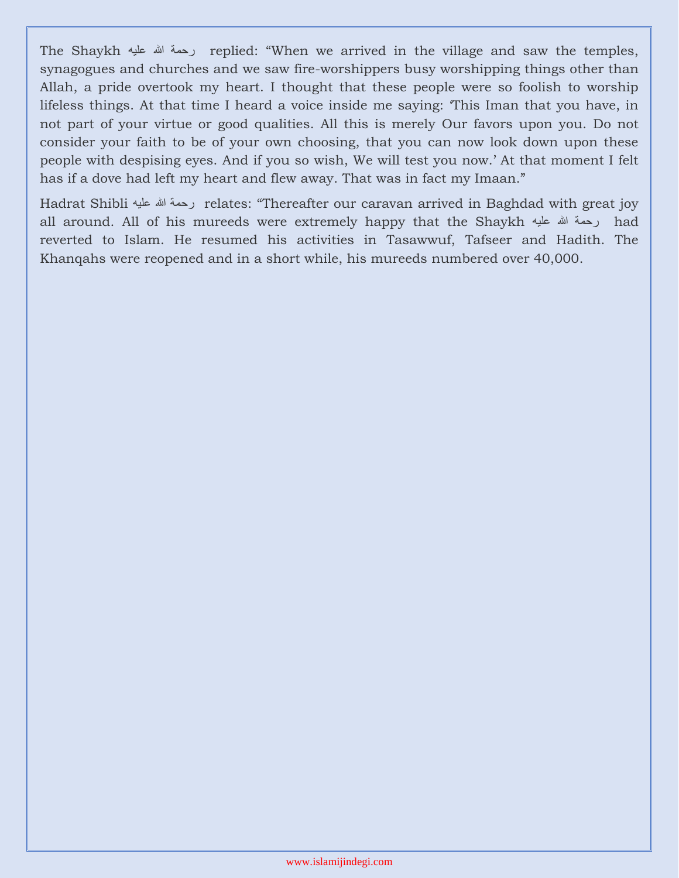The Shaykh رحمة الله عليه replied: "When we arrived in the village and saw the temples, synagogues and churches and we saw fire-worshippers busy worshipping things other than Allah, a pride overtook my heart. I thought that these people were so foolish to worship lifeless things. At that time I heard a voice inside me saying: 'This Iman that you have, in not part of your virtue or good qualities. All this is merely Our favors upon you. Do not consider your faith to be of your own choosing, that you can now look down upon these people with despising eyes. And if you so wish, We will test you now.' At that moment I felt has if a dove had left my heart and flew away. That was in fact my Imaan."

Hadrat Shibli رحمة الله عليه relates: "Thereafter our caravan arrived in Baghdad with great joy all around. All of his mureeds were extremely happy that the Shaykh رحمة الله عليه had reverted to Islam. He resumed his activities in Tasawwuf, Tafseer and Hadith. The Khanqahs were reopened and in a short while, his mureeds numbered over 40,000.